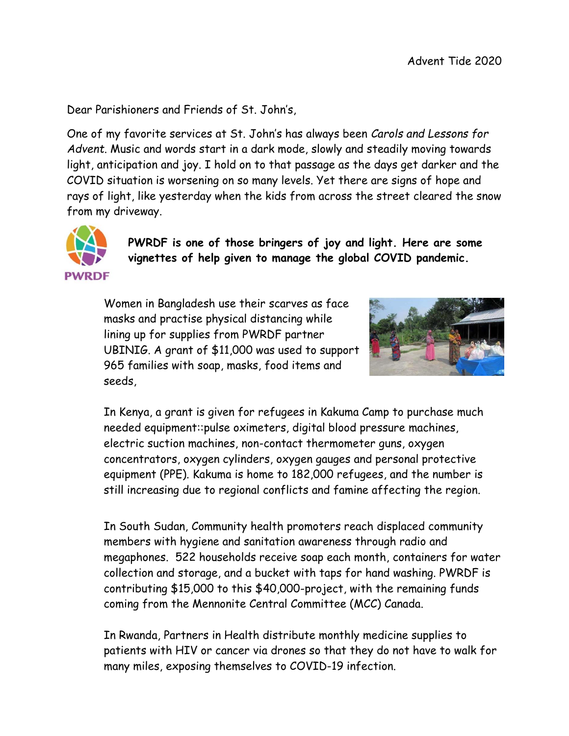Advent Tide 2020

Dear Parishioners and Friends of St. John's,

One of my favorite services at St. John's has always been *Carols and Lessons for Advent*. Music and words start in a dark mode, slowly and steadily moving towards light, anticipation and joy. I hold on to that passage as the days get darker and the COVID situation is worsening on so many levels. Yet there are signs of hope and rays of light, like yesterday when the kids from across the street cleared the snow from my driveway.

PWRDF

**PWRDF is one of those bringers of joy and light. Here are some vignettes of help given to manage the global COVID pandemic.**

Women in Bangladesh use their scarves as face masks and practise physical distancing while lining up for supplies from PWRDF partner UBINIG. A grant of $11,000 was used to support 965 families with soap, masks, food items and seeds,

In Kenya, a grant is given for refugees in Kakuma Camp to purchase much needed equipment::pulse oximeters, digital blood pressure machines, electric suction machines, non-contact thermometer guns, oxygen concentrators, oxygen cylinders, oxygen gauges and personal protective equipment (PPE). Kakuma is home to 182,000 refugees, and the number is still increasing due to regional conflicts and famine affecting the region.

In South Sudan, Community health promoters reach displaced community members with hygiene and sanitation awareness through radio and megaphones. 522 households receive soap each month, containers for water collection and storage, and a bucket with taps for hand washing. PWRDF is contributing $15,000 to this $40,000-project, with the remaining funds coming from the Mennonite Central Committee (MCC) Canada.

In Rwanda, Partners in Health distribute monthly medicine supplies to patients with HIV or cancer via drones so that they do not have to walk for many miles, exposing themselves to COVID-19 infection.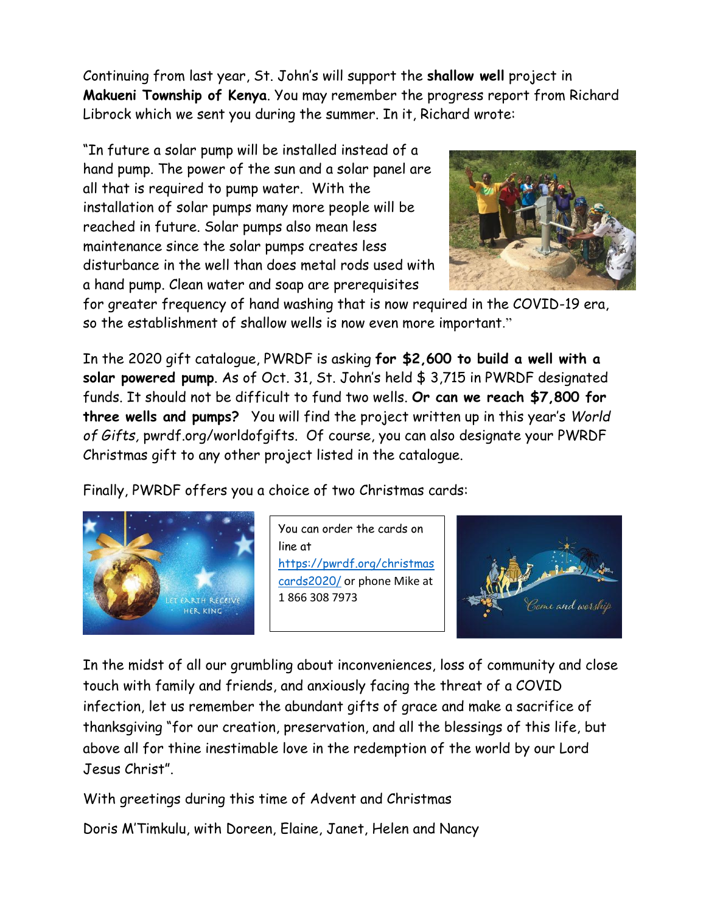Continuing from last year, St. John's will support the **shallow well** project in **Makueni Township of Kenya**. You may remember the progress report from Richard Librock which we sent you during the summer. In it, Richard wrote:

"In future a solar pump will be installed instead of a hand pump. The power of the sun and a solar panel are all that is required to pump water. With the installation of solar pumps many more people will be reached in future. Solar pumps also mean less maintenance since the solar pumps creates less disturbance in the well than does metal rods used with a hand pump. Clean water and soap are prerequisites for greater frequency of hand washing that is now required in the COVID-19 era, so the establishment of shallow wells is now even more important."

In the 2020 gift catalogue, PWRDF is asking **for $2,600 to build a well with a solar powered pump**. As of Oct. 31, St. John's held $ 3,715 in PWRDF designated funds. It should not be difficult to fund two wells. **Or can we reach $7,800 for three wells and pumps?** You will find the project written up in this year's *World of Gifts*, pwrdf.org/worldofgifts. Of course, you can also designate your PWRDF Christmas gift to any other project listed in the catalogue.

Finally, PWRDF offers you a choice of two Christmas cards:

You can order the cards on line at https://pwrdf.org/christmascards2020/ or phone Mike at 1 866 308 7973

In the midst of all our grumbling about inconveniences, loss of community and close touch with family and friends, and anxiously facing the threat of a COVID infection, let us remember the abundant gifts of grace and make a sacrifice of thanksgiving "for our creation, preservation, and all the blessings of this life, but above all for thine inestimable love in the redemption of the world by our Lord Jesus Christ".

With greetings during this time of Advent and Christmas

Doris M'Timkulu, with Doreen, Elaine, Janet, Helen and Nancy